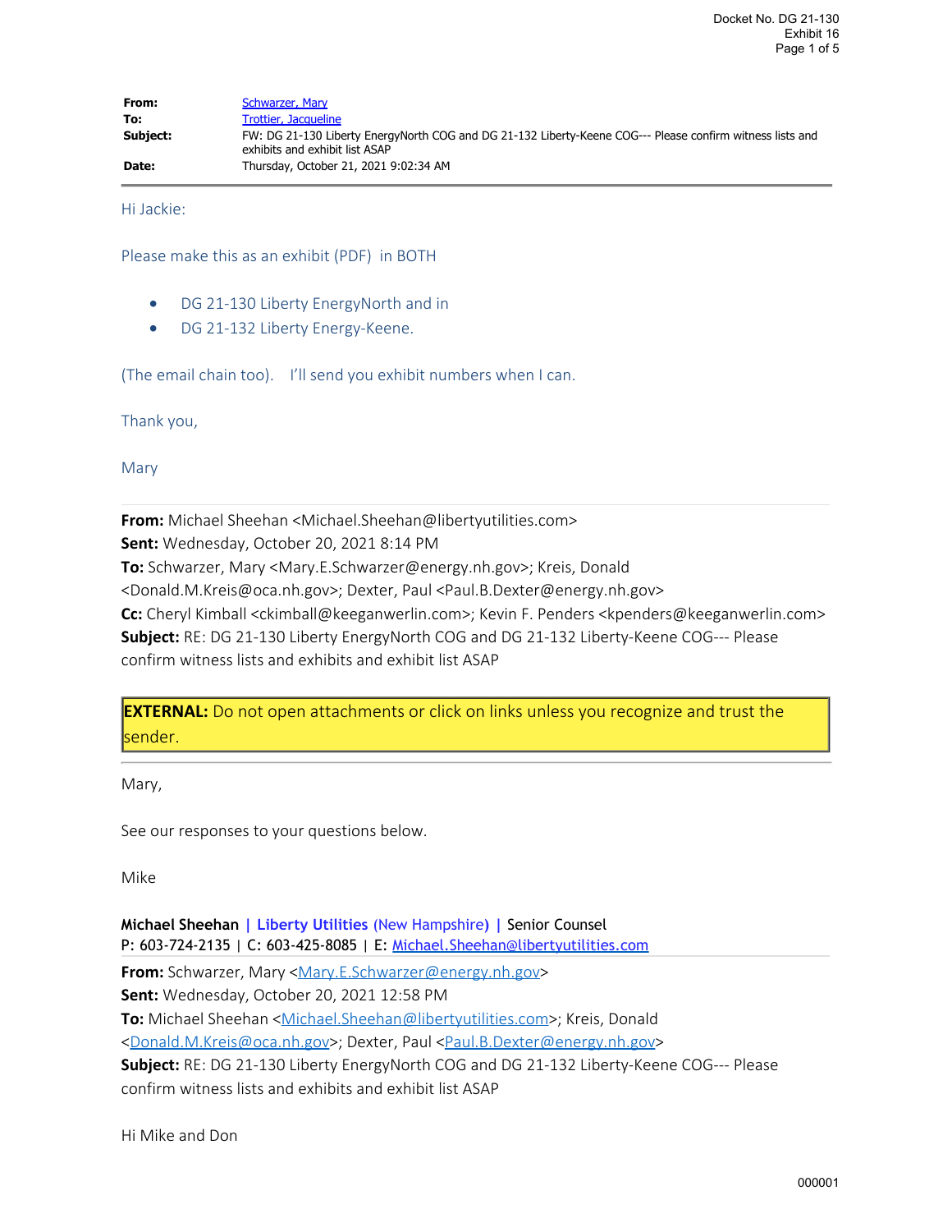| | |
|---|---|
| **From:** | Schwarzer, Mary |
| **To:** | Trottier, Jacqueline |
| **Subject:** | FW: DG 21-130 Liberty EnergyNorth COG and DG 21-132 Liberty-Keene COG--- Please confirm witness lists and exhibits and exhibit list ASAP |
| **Date:** | Thursday, October 21, 2021 9:02:34 AM |

Hi Jackie:

Please make this as an exhibit (PDF) in BOTH

- DG 21-130 Liberty EnergyNorth and in
- DG 21-132 Liberty Energy-Keene.

(The email chain too). I'll send you exhibit numbers when I can.

Thank you,

Mary

---

**From:** Michael Sheehan <Michael.Sheehan@libertyutilities.com>
**Sent:** Wednesday, October 20, 2021 8:14 PM
**To:** Schwarzer, Mary <Mary.E.Schwarzer@energy.nh.gov>; Kreis, Donald <Donald.M.Kreis@oca.nh.gov>; Dexter, Paul <Paul.B.Dexter@energy.nh.gov>
**Cc:** Cheryl Kimball <ckimball@keeganwerlin.com>; Kevin F. Penders <kpenders@keeganwerlin.com>
**Subject:** RE: DG 21-130 Liberty EnergyNorth COG and DG 21-132 Liberty-Keene COG--- Please confirm witness lists and exhibits and exhibit list ASAP

**EXTERNAL:** Do not open attachments or click on links unless you recognize and trust the sender.

---

Mary,

See our responses to your questions below.

Mike

**Michael Sheehan | Liberty Utilities (New Hampshire) |** Senior Counsel
P: 603-724-2135 | C: 603-425-8085 | E: Michael.Sheehan@libertyutilities.com

---

**From:** Schwarzer, Mary <Mary.E.Schwarzer@energy.nh.gov>
**Sent:** Wednesday, October 20, 2021 12:58 PM
**To:** Michael Sheehan <Michael.Sheehan@libertyutilities.com>; Kreis, Donald <Donald.M.Kreis@oca.nh.gov>; Dexter, Paul <Paul.B.Dexter@energy.nh.gov>
**Subject:** RE: DG 21-130 Liberty EnergyNorth COG and DG 21-132 Liberty-Keene COG--- Please confirm witness lists and exhibits and exhibit list ASAP

Hi Mike and Don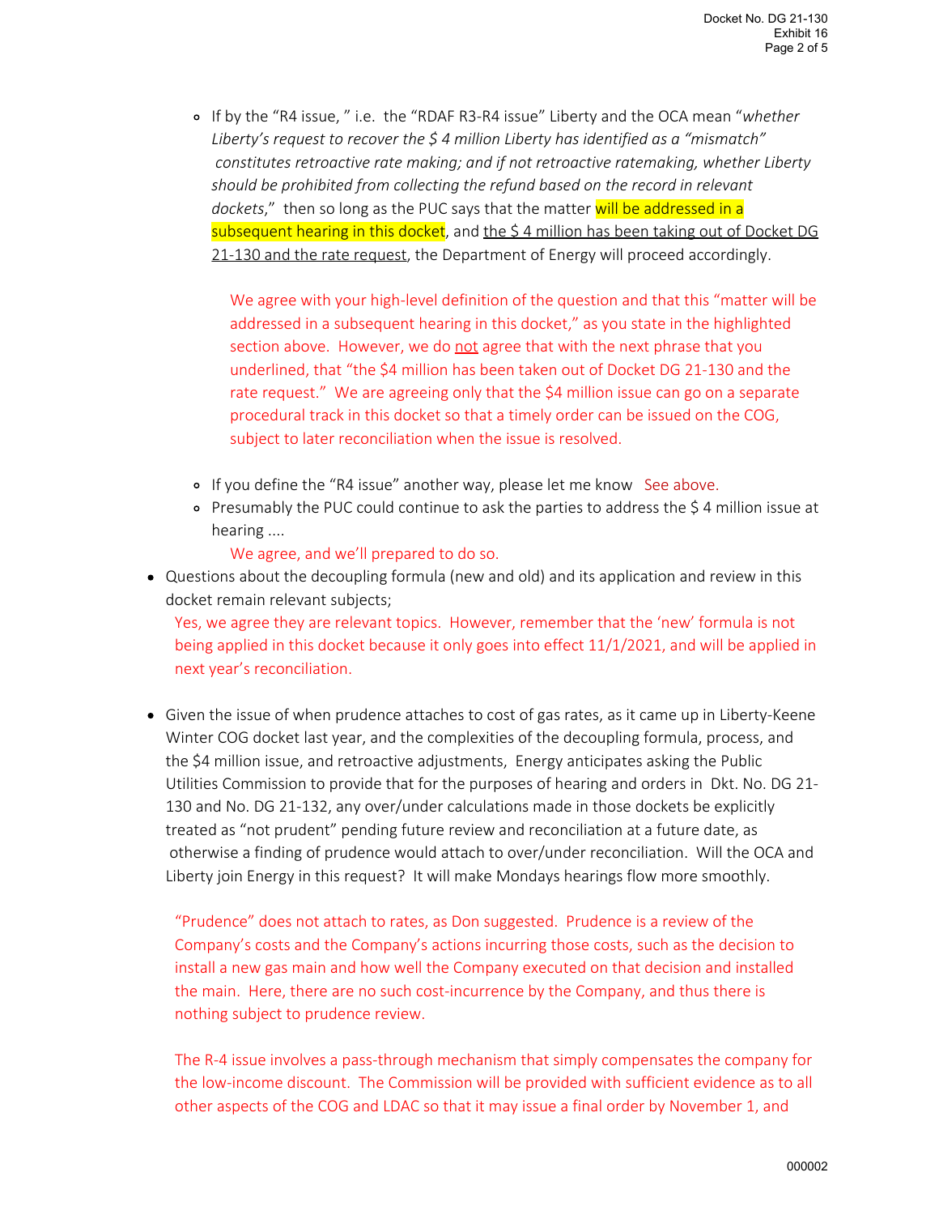- If by the "R4 issue, " i.e. the "RDAF R3-R4 issue" Liberty and the OCA mean "*whether Liberty's request to recover the $ 4 million Liberty has identified as a "mismatch" constitutes retroactive rate making; and if not retroactive ratemaking, whether Liberty should be prohibited from collecting the refund based on the record in relevant dockets*," then so long as the PUC says that the matter will be addressed in a subsequent hearing in this docket, and <u>the $ 4 million has been taking out of Docket DG 21-130 and the rate request</u>, the Department of Energy will proceed accordingly.

  We agree with your high-level definition of the question and that this "matter will be addressed in a subsequent hearing in this docket," as you state in the highlighted section above. However, we do <u>not</u> agree that with the next phrase that you underlined, that "the $4 million has been taken out of Docket DG 21-130 and the rate request." We are agreeing only that the $4 million issue can go on a separate procedural track in this docket so that a timely order can be issued on the COG, subject to later reconciliation when the issue is resolved.

- If you define the "R4 issue" another way, please let me know See above.
- Presumably the PUC could continue to ask the parties to address the $ 4 million issue at hearing ....

  We agree, and we'll prepared to do so.

- Questions about the decoupling formula (new and old) and its application and review in this docket remain relevant subjects;

  Yes, we agree they are relevant topics. However, remember that the 'new' formula is not being applied in this docket because it only goes into effect 11/1/2021, and will be applied in next year's reconciliation.

- Given the issue of when prudence attaches to cost of gas rates, as it came up in Liberty-Keene Winter COG docket last year, and the complexities of the decoupling formula, process, and the $4 million issue, and retroactive adjustments, Energy anticipates asking the Public Utilities Commission to provide that for the purposes of hearing and orders in Dkt. No. DG 21-130 and No. DG 21-132, any over/under calculations made in those dockets be explicitly treated as "not prudent" pending future review and reconciliation at a future date, as otherwise a finding of prudence would attach to over/under reconciliation. Will the OCA and Liberty join Energy in this request? It will make Mondays hearings flow more smoothly.

  "Prudence" does not attach to rates, as Don suggested. Prudence is a review of the Company's costs and the Company's actions incurring those costs, such as the decision to install a new gas main and how well the Company executed on that decision and installed the main. Here, there are no such cost-incurrence by the Company, and thus there is nothing subject to prudence review.

  The R-4 issue involves a pass-through mechanism that simply compensates the company for the low-income discount. The Commission will be provided with sufficient evidence as to all other aspects of the COG and LDAC so that it may issue a final order by November 1, and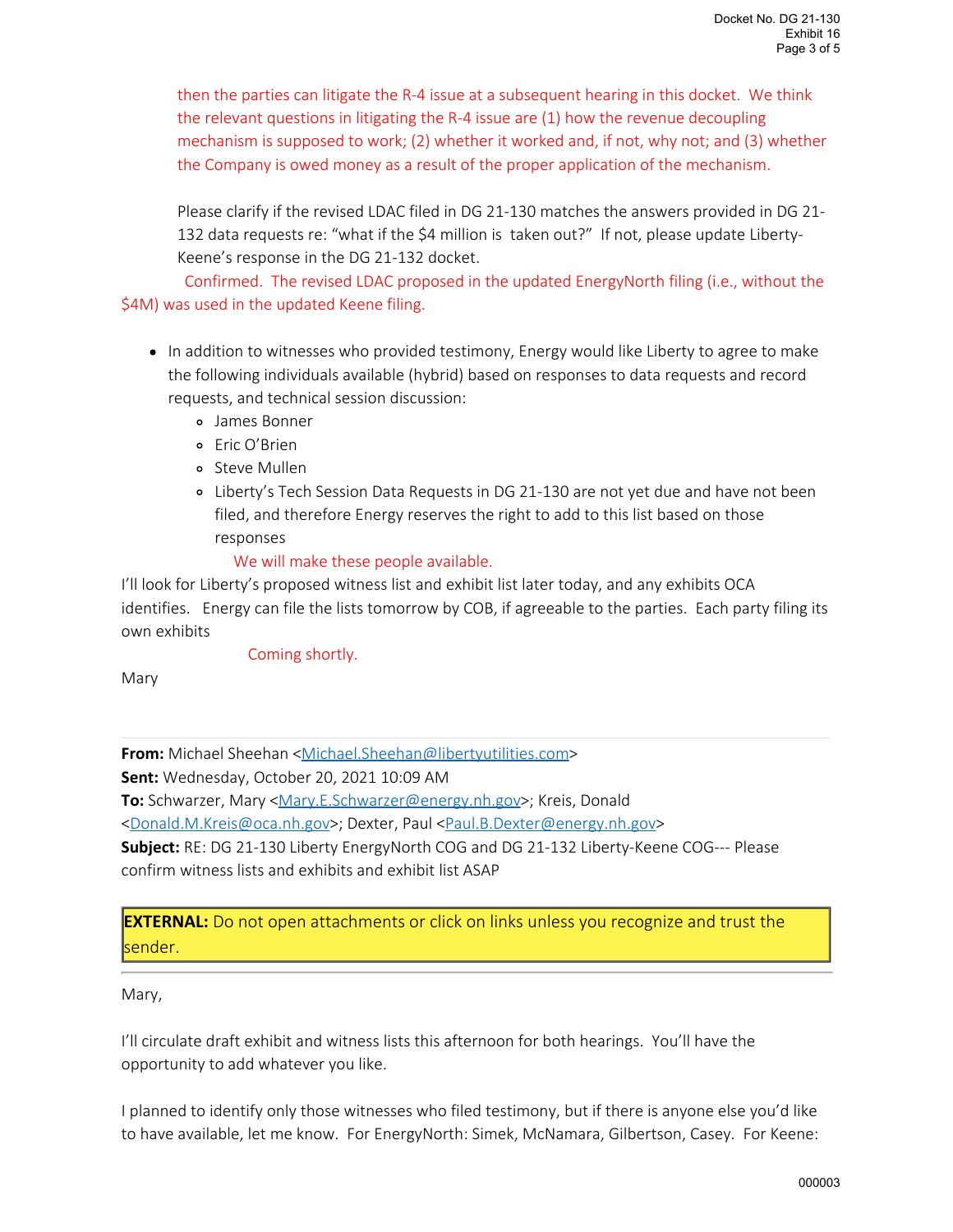then the parties can litigate the R-4 issue at a subsequent hearing in this docket. We think the relevant questions in litigating the R-4 issue are (1) how the revenue decoupling mechanism is supposed to work; (2) whether it worked and, if not, why not; and (3) whether the Company is owed money as a result of the proper application of the mechanism.

Please clarify if the revised LDAC filed in DG 21-130 matches the answers provided in DG 21-132 data requests re: "what if the $4 million is taken out?" If not, please update Liberty-Keene's response in the DG 21-132 docket.

Confirmed. The revised LDAC proposed in the updated EnergyNorth filing (i.e., without the $4M) was used in the updated Keene filing.

- In addition to witnesses who provided testimony, Energy would like Liberty to agree to make the following individuals available (hybrid) based on responses to data requests and record requests, and technical session discussion:
  - James Bonner
  - Eric O'Brien
  - Steve Mullen
  - Liberty's Tech Session Data Requests in DG 21-130 are not yet due and have not been filed, and therefore Energy reserves the right to add to this list based on those responses

    We will make these people available.

I'll look for Liberty's proposed witness list and exhibit list later today, and any exhibits OCA identifies. Energy can file the lists tomorrow by COB, if agreeable to the parties. Each party filing its own exhibits

Coming shortly.

Mary

---

**From:** Michael Sheehan <Michael.Sheehan@libertyutilities.com>
**Sent:** Wednesday, October 20, 2021 10:09 AM
**To:** Schwarzer, Mary <Mary.E.Schwarzer@energy.nh.gov>; Kreis, Donald <Donald.M.Kreis@oca.nh.gov>; Dexter, Paul <Paul.B.Dexter@energy.nh.gov>
**Subject:** RE: DG 21-130 Liberty EnergyNorth COG and DG 21-132 Liberty-Keene COG--- Please confirm witness lists and exhibits and exhibit list ASAP

**EXTERNAL:** Do not open attachments or click on links unless you recognize and trust the sender.

---

Mary,

I'll circulate draft exhibit and witness lists this afternoon for both hearings. You'll have the opportunity to add whatever you like.

I planned to identify only those witnesses who filed testimony, but if there is anyone else you'd like to have available, let me know. For EnergyNorth: Simek, McNamara, Gilbertson, Casey. For Keene: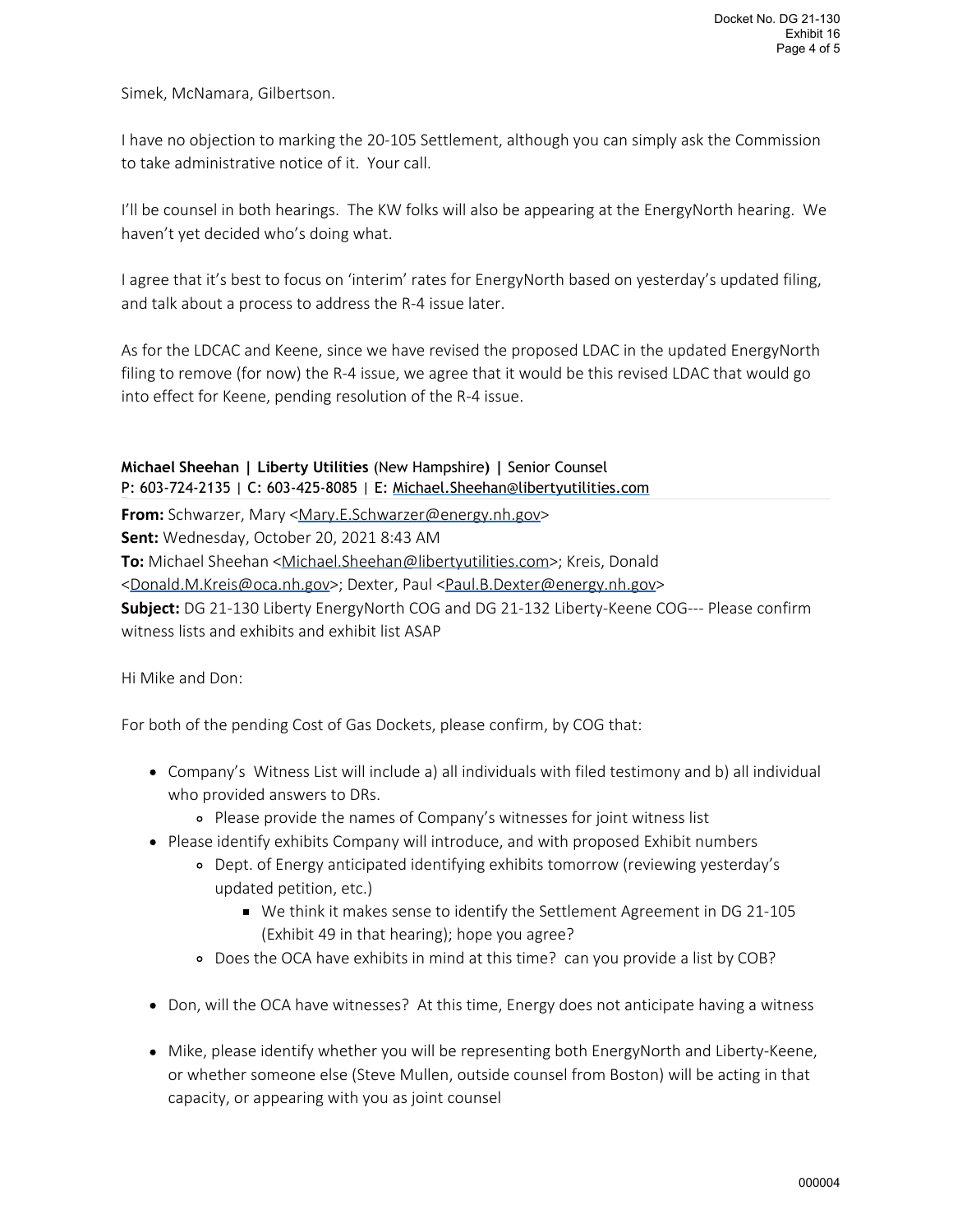Simek, McNamara, Gilbertson.

I have no objection to marking the 20-105 Settlement, although you can simply ask the Commission to take administrative notice of it. Your call.

I'll be counsel in both hearings. The KW folks will also be appearing at the EnergyNorth hearing. We haven't yet decided who's doing what.

I agree that it's best to focus on 'interim' rates for EnergyNorth based on yesterday's updated filing, and talk about a process to address the R-4 issue later.

As for the LDCAC and Keene, since we have revised the proposed LDAC in the updated EnergyNorth filing to remove (for now) the R-4 issue, we agree that it would be this revised LDAC that would go into effect for Keene, pending resolution of the R-4 issue.

**Michael Sheehan | Liberty Utilities** (New Hampshire**) |** Senior Counsel
P: 603-724-2135 | C: 603-425-8085 | E: Michael.Sheehan@libertyutilities.com

**From:** Schwarzer, Mary <Mary.E.Schwarzer@energy.nh.gov>
**Sent:** Wednesday, October 20, 2021 8:43 AM
**To:** Michael Sheehan <Michael.Sheehan@libertyutilities.com>; Kreis, Donald <Donald.M.Kreis@oca.nh.gov>; Dexter, Paul <Paul.B.Dexter@energy.nh.gov>
**Subject:** DG 21-130 Liberty EnergyNorth COG and DG 21-132 Liberty-Keene COG--- Please confirm witness lists and exhibits and exhibit list ASAP

Hi Mike and Don:

For both of the pending Cost of Gas Dockets, please confirm, by COG that:

- Company's Witness List will include a) all individuals with filed testimony and b) all individual who provided answers to DRs.
  - Please provide the names of Company's witnesses for joint witness list
- Please identify exhibits Company will introduce, and with proposed Exhibit numbers
  - Dept. of Energy anticipated identifying exhibits tomorrow (reviewing yesterday's updated petition, etc.)
    - We think it makes sense to identify the Settlement Agreement in DG 21-105 (Exhibit 49 in that hearing); hope you agree?
  - Does the OCA have exhibits in mind at this time? can you provide a list by COB?
- Don, will the OCA have witnesses? At this time, Energy does not anticipate having a witness
- Mike, please identify whether you will be representing both EnergyNorth and Liberty-Keene, or whether someone else (Steve Mullen, outside counsel from Boston) will be acting in that capacity, or appearing with you as joint counsel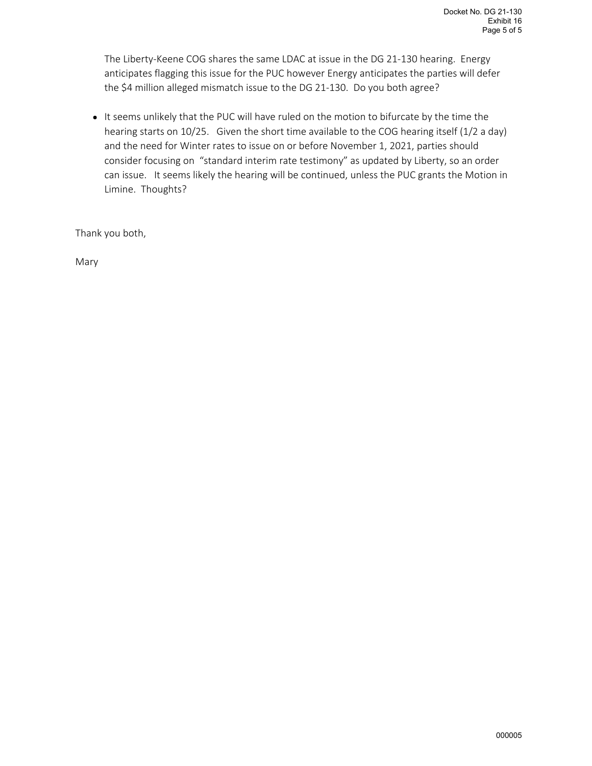The Liberty-Keene COG shares the same LDAC at issue in the DG 21-130 hearing. Energy anticipates flagging this issue for the PUC however Energy anticipates the parties will defer the $4 million alleged mismatch issue to the DG 21-130. Do you both agree?

- It seems unlikely that the PUC will have ruled on the motion to bifurcate by the time the hearing starts on 10/25. Given the short time available to the COG hearing itself (1/2 a day) and the need for Winter rates to issue on or before November 1, 2021, parties should consider focusing on "standard interim rate testimony" as updated by Liberty, so an order can issue. It seems likely the hearing will be continued, unless the PUC grants the Motion in Limine. Thoughts?

Thank you both,

Mary